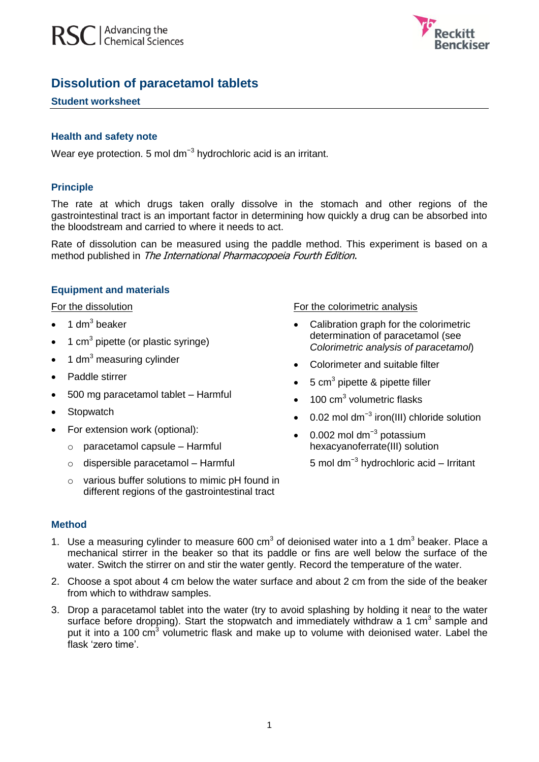# Dissolution of paracetamol tablets

## Student worksheet

### Health and safety note

Wear eye protection. 5 mol dm$^{-3}$ hydrochloric acid is an irritant.

### Principle

The rate at which drugs taken orally dissolve in the stomach and other regions of the gastrointestinal tract is an important factor in determining how quickly a drug can be absorbed into the bloodstream and carried to where it needs to act.

Rate of dissolution can be measured using the paddle method. This experiment is based on a method published in *The International Pharmacopoeia Fourth Edition*.

### Equipment and materials

For the dissolution

- 1 dm$^3$ beaker
- 1 cm$^3$ pipette (or plastic syringe)
- 1 dm$^3$ measuring cylinder
- Paddle stirrer
- 500 mg paracetamol tablet – Harmful
- Stopwatch
- For extension work (optional):
  - paracetamol capsule – Harmful
  - dispersible paracetamol – Harmful
  - various buffer solutions to mimic pH found in different regions of the gastrointestinal tract

For the colorimetric analysis

- Calibration graph for the colorimetric determination of paracetamol (see *Colorimetric analysis of paracetamol*)
- Colorimeter and suitable filter
- 5 cm$^3$ pipette & pipette filler
- 100 cm$^3$ volumetric flasks
- 0.02 mol dm$^{-3}$ iron(III) chloride solution
- 0.002 mol dm$^{-3}$ potassium hexacyanoferrate(III) solution

  5 mol dm$^{-3}$ hydrochloric acid – Irritant

### Method

1. Use a measuring cylinder to measure 600 cm$^3$ of deionised water into a 1 dm$^3$ beaker. Place a mechanical stirrer in the beaker so that its paddle or fins are well below the surface of the water. Switch the stirrer on and stir the water gently. Record the temperature of the water.
2. Choose a spot about 4 cm below the water surface and about 2 cm from the side of the beaker from which to withdraw samples.
3. Drop a paracetamol tablet into the water (try to avoid splashing by holding it near to the water surface before dropping). Start the stopwatch and immediately withdraw a 1 cm$^3$ sample and put it into a 100 cm$^3$ volumetric flask and make up to volume with deionised water. Label the flask 'zero time'.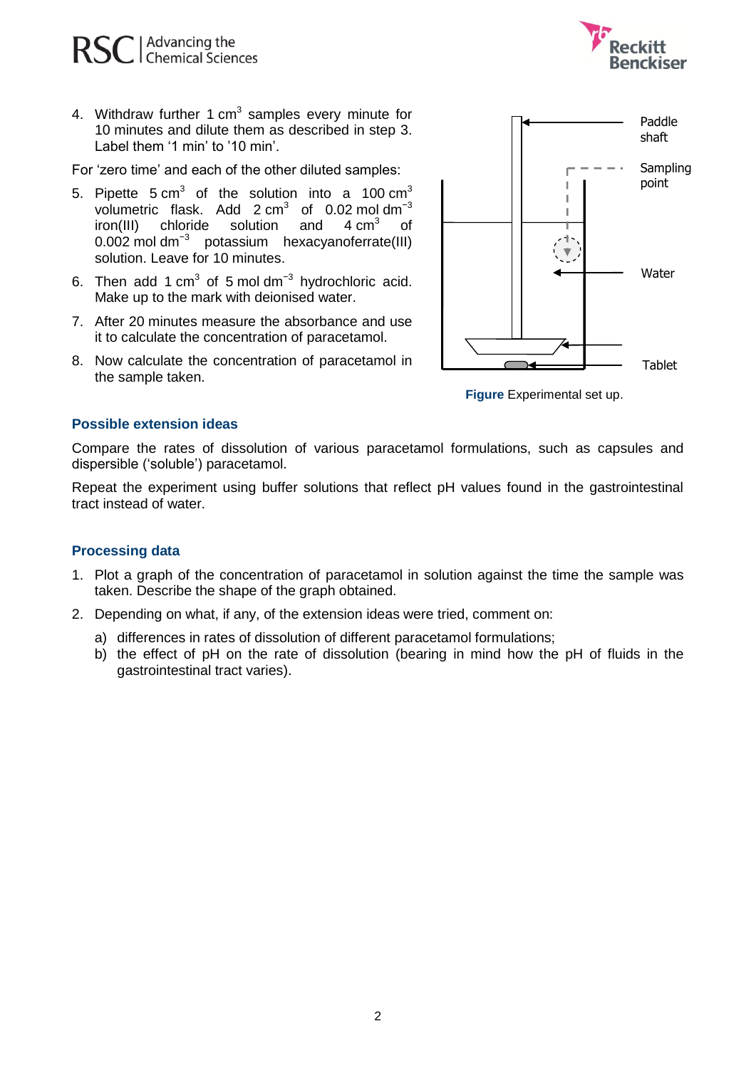4. Withdraw further 1 $cm^3$ samples every minute for 10 minutes and dilute them as described in step 3. Label them '1 min' to '10 min'.

For 'zero time' and each of the other diluted samples:

5. Pipette 5 $cm^3$ of the solution into a 100 $cm^3$ volumetric flask. Add 2 $cm^3$ of 0.02 mol $dm^{-3}$ iron(III) chloride solution and 4 $cm^3$ of 0.002 mol $dm^{-3}$ potassium hexacyanoferrate(III) solution. Leave for 10 minutes.
6. Then add 1 $cm^3$ of 5 mol $dm^{-3}$ hydrochloric acid. Make up to the mark with deionised water.
7. After 20 minutes measure the absorbance and use it to calculate the concentration of paracetamol.
8. Now calculate the concentration of paracetamol in the sample taken.

Paddle shaft

Sampling point

Water

Tablet

**Figure** Experimental set up.

### Possible extension ideas

Compare the rates of dissolution of various paracetamol formulations, such as capsules and dispersible ('soluble') paracetamol.

Repeat the experiment using buffer solutions that reflect pH values found in the gastrointestinal tract instead of water.

### Processing data

1. Plot a graph of the concentration of paracetamol in solution against the time the sample was taken. Describe the shape of the graph obtained.
2. Depending on what, if any, of the extension ideas were tried, comment on:
   a) differences in rates of dissolution of different paracetamol formulations;
   b) the effect of pH on the rate of dissolution (bearing in mind how the pH of fluids in the gastrointestinal tract varies).